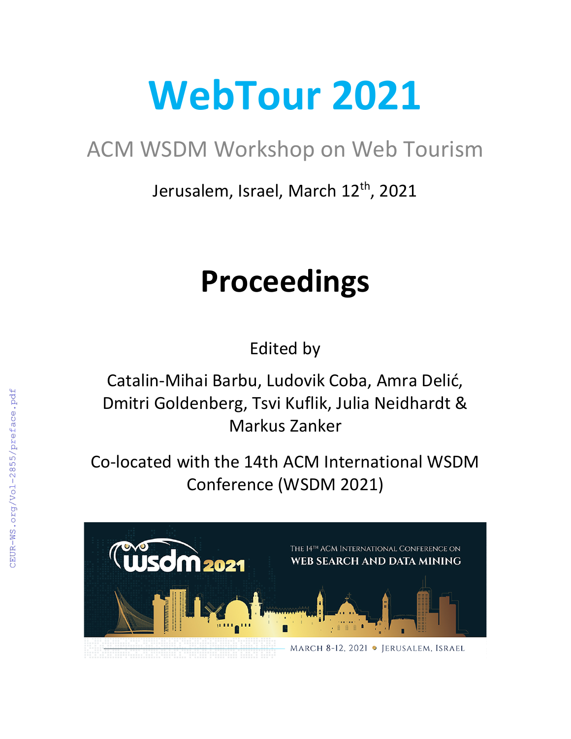# WebTour 2021

## ACM WSDM Workshop on Web Tourism

Jerusalem, Israel, March 12th, 2021

# Proceedings

Edited by

Catalin-Mihai Barbu, Ludovik Coba, Amra Delić, Dmitri Goldenberg, Tsvi Kuflik, Julia Neidhardt & Markus Zanker

Co-located with the 14th ACM International WSDM Conference (WSDM 2021)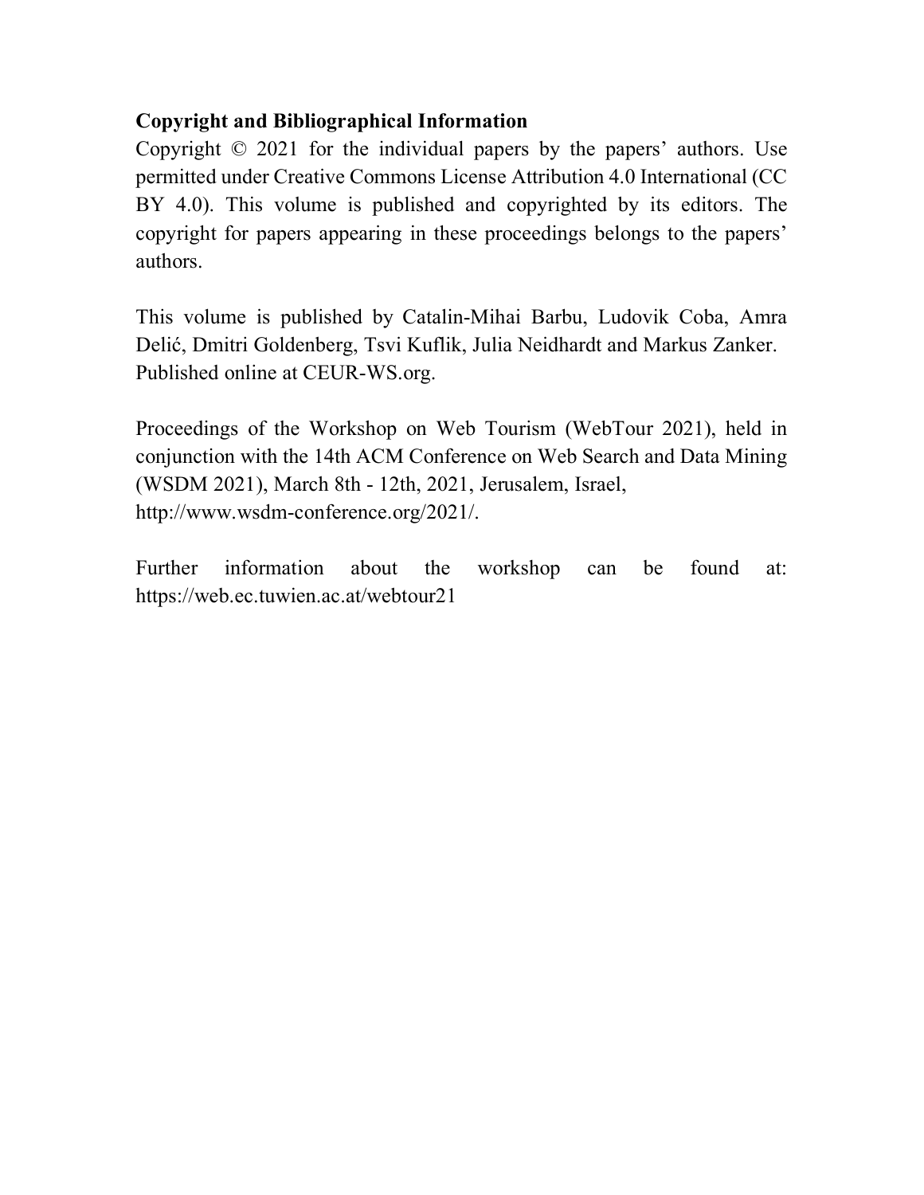**Copyright and Bibliographical Information**

Copyright © 2021 for the individual papers by the papers' authors. Use permitted under Creative Commons License Attribution 4.0 International (CC BY 4.0). This volume is published and copyrighted by its editors. The copyright for papers appearing in these proceedings belongs to the papers' authors.

This volume is published by Catalin-Mihai Barbu, Ludovik Coba, Amra Delić, Dmitri Goldenberg, Tsvi Kuflik, Julia Neidhardt and Markus Zanker. Published online at CEUR-WS.org.

Proceedings of the Workshop on Web Tourism (WebTour 2021), held in conjunction with the 14th ACM Conference on Web Search and Data Mining (WSDM 2021), March 8th - 12th, 2021, Jerusalem, Israel, http://www.wsdm-conference.org/2021/.

Further information about the workshop can be found at: https://web.ec.tuwien.ac.at/webtour21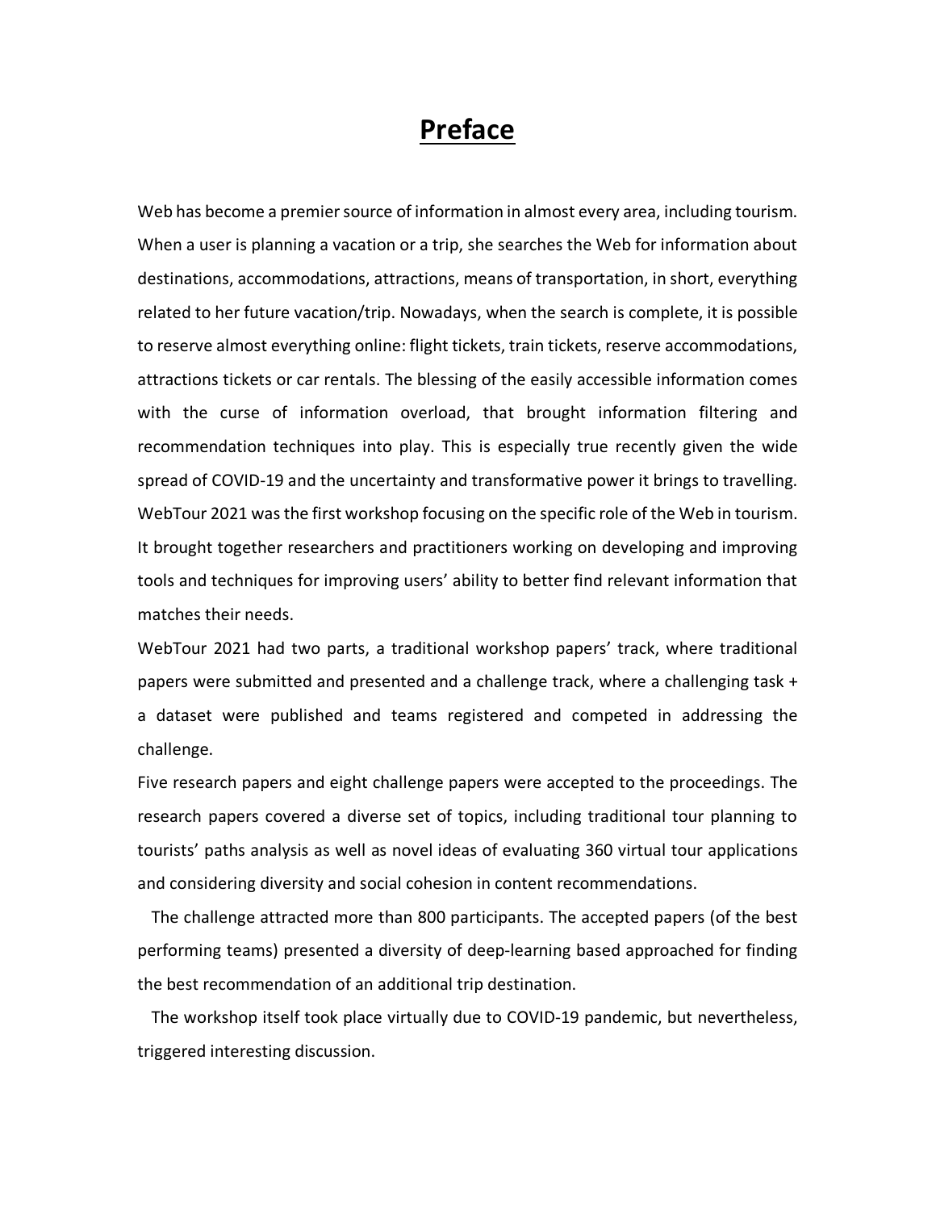# Preface

Web has become a premier source of information in almost every area, including tourism. When a user is planning a vacation or a trip, she searches the Web for information about destinations, accommodations, attractions, means of transportation, in short, everything related to her future vacation/trip. Nowadays, when the search is complete, it is possible to reserve almost everything online: flight tickets, train tickets, reserve accommodations, attractions tickets or car rentals. The blessing of the easily accessible information comes with the curse of information overload, that brought information filtering and recommendation techniques into play. This is especially true recently given the wide spread of COVID-19 and the uncertainty and transformative power it brings to travelling. WebTour 2021 was the first workshop focusing on the specific role of the Web in tourism. It brought together researchers and practitioners working on developing and improving tools and techniques for improving users' ability to better find relevant information that matches their needs.

WebTour 2021 had two parts, a traditional workshop papers' track, where traditional papers were submitted and presented and a challenge track, where a challenging task + a dataset were published and teams registered and competed in addressing the challenge.

Five research papers and eight challenge papers were accepted to the proceedings. The research papers covered a diverse set of topics, including traditional tour planning to tourists' paths analysis as well as novel ideas of evaluating 360 virtual tour applications and considering diversity and social cohesion in content recommendations.

The challenge attracted more than 800 participants. The accepted papers (of the best performing teams) presented a diversity of deep-learning based approached for finding the best recommendation of an additional trip destination.

The workshop itself took place virtually due to COVID-19 pandemic, but nevertheless, triggered interesting discussion.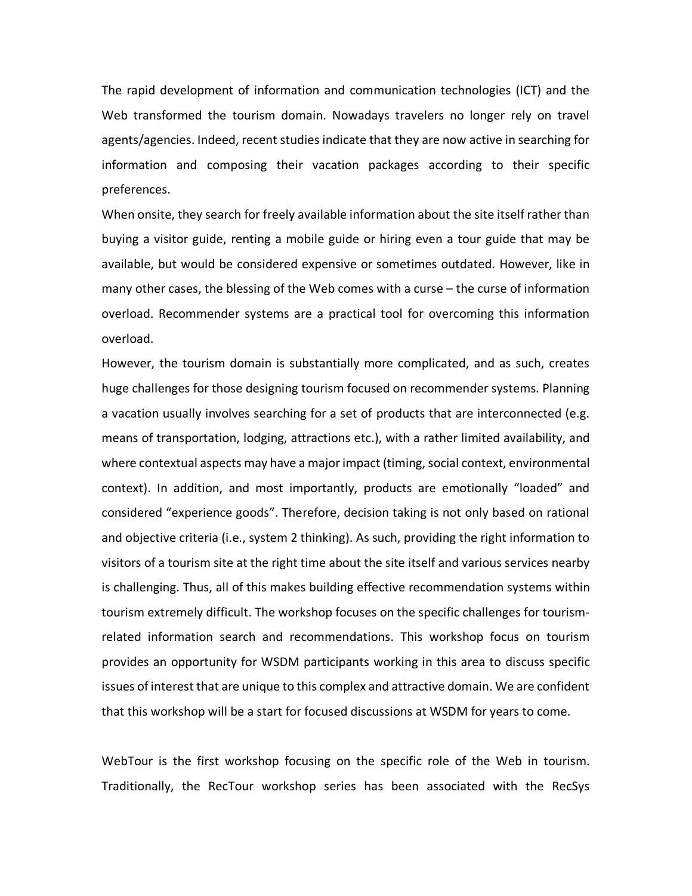The rapid development of information and communication technologies (ICT) and the Web transformed the tourism domain. Nowadays travelers no longer rely on travel agents/agencies. Indeed, recent studies indicate that they are now active in searching for information and composing their vacation packages according to their specific preferences.

When onsite, they search for freely available information about the site itself rather than buying a visitor guide, renting a mobile guide or hiring even a tour guide that may be available, but would be considered expensive or sometimes outdated. However, like in many other cases, the blessing of the Web comes with a curse – the curse of information overload. Recommender systems are a practical tool for overcoming this information overload.

However, the tourism domain is substantially more complicated, and as such, creates huge challenges for those designing tourism focused on recommender systems. Planning a vacation usually involves searching for a set of products that are interconnected (e.g. means of transportation, lodging, attractions etc.), with a rather limited availability, and where contextual aspects may have a major impact (timing, social context, environmental context). In addition, and most importantly, products are emotionally "loaded" and considered "experience goods". Therefore, decision taking is not only based on rational and objective criteria (i.e., system 2 thinking). As such, providing the right information to visitors of a tourism site at the right time about the site itself and various services nearby is challenging. Thus, all of this makes building effective recommendation systems within tourism extremely difficult. The workshop focuses on the specific challenges for tourism-related information search and recommendations. This workshop focus on tourism provides an opportunity for WSDM participants working in this area to discuss specific issues of interest that are unique to this complex and attractive domain. We are confident that this workshop will be a start for focused discussions at WSDM for years to come.

WebTour is the first workshop focusing on the specific role of the Web in tourism. Traditionally, the RecTour workshop series has been associated with the RecSys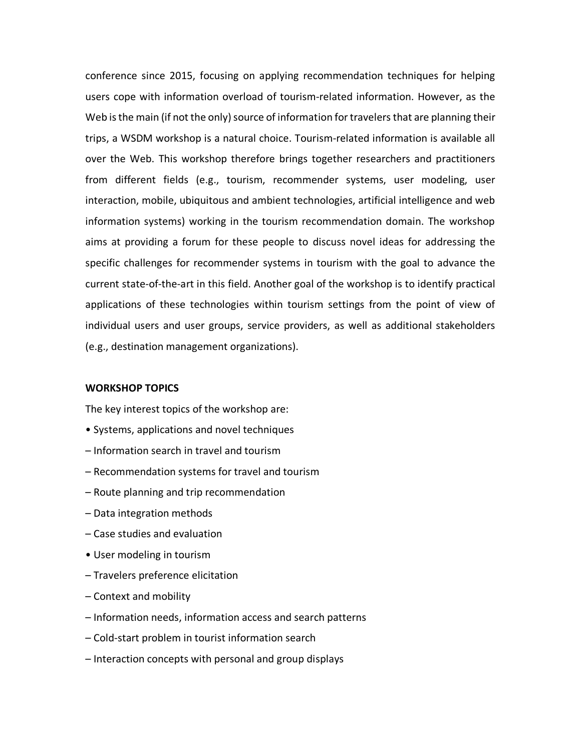conference since 2015, focusing on applying recommendation techniques for helping users cope with information overload of tourism-related information. However, as the Web is the main (if not the only) source of information for travelers that are planning their trips, a WSDM workshop is a natural choice. Tourism-related information is available all over the Web. This workshop therefore brings together researchers and practitioners from different fields (e.g., tourism, recommender systems, user modeling, user interaction, mobile, ubiquitous and ambient technologies, artificial intelligence and web information systems) working in the tourism recommendation domain. The workshop aims at providing a forum for these people to discuss novel ideas for addressing the specific challenges for recommender systems in tourism with the goal to advance the current state-of-the-art in this field. Another goal of the workshop is to identify practical applications of these technologies within tourism settings from the point of view of individual users and user groups, service providers, as well as additional stakeholders (e.g., destination management organizations).

**WORKSHOP TOPICS**

The key interest topics of the workshop are:

• Systems, applications and novel techniques

– Information search in travel and tourism

– Recommendation systems for travel and tourism

– Route planning and trip recommendation

– Data integration methods

– Case studies and evaluation

• User modeling in tourism

– Travelers preference elicitation

– Context and mobility

– Information needs, information access and search patterns

– Cold-start problem in tourist information search

– Interaction concepts with personal and group displays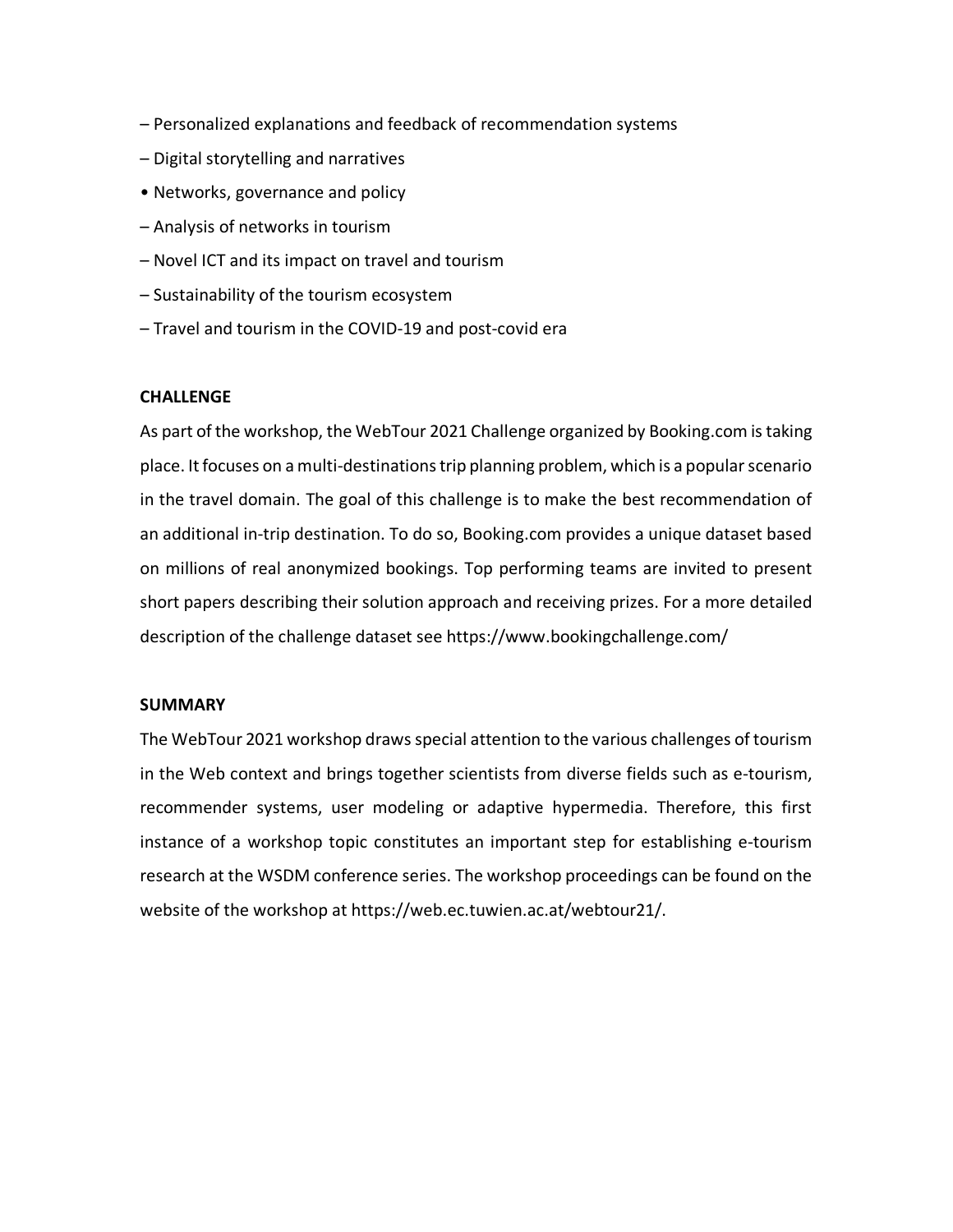– Personalized explanations and feedback of recommendation systems

– Digital storytelling and narratives

• Networks, governance and policy

– Analysis of networks in tourism

– Novel ICT and its impact on travel and tourism

– Sustainability of the tourism ecosystem

– Travel and tourism in the COVID-19 and post-covid era

**CHALLENGE**

As part of the workshop, the WebTour 2021 Challenge organized by Booking.com is taking place. It focuses on a multi-destinations trip planning problem, which is a popular scenario in the travel domain. The goal of this challenge is to make the best recommendation of an additional in-trip destination. To do so, Booking.com provides a unique dataset based on millions of real anonymized bookings. Top performing teams are invited to present short papers describing their solution approach and receiving prizes. For a more detailed description of the challenge dataset see https://www.bookingchallenge.com/

**SUMMARY**

The WebTour 2021 workshop draws special attention to the various challenges of tourism in the Web context and brings together scientists from diverse fields such as e-tourism, recommender systems, user modeling or adaptive hypermedia. Therefore, this first instance of a workshop topic constitutes an important step for establishing e-tourism research at the WSDM conference series. The workshop proceedings can be found on the website of the workshop at https://web.ec.tuwien.ac.at/webtour21/.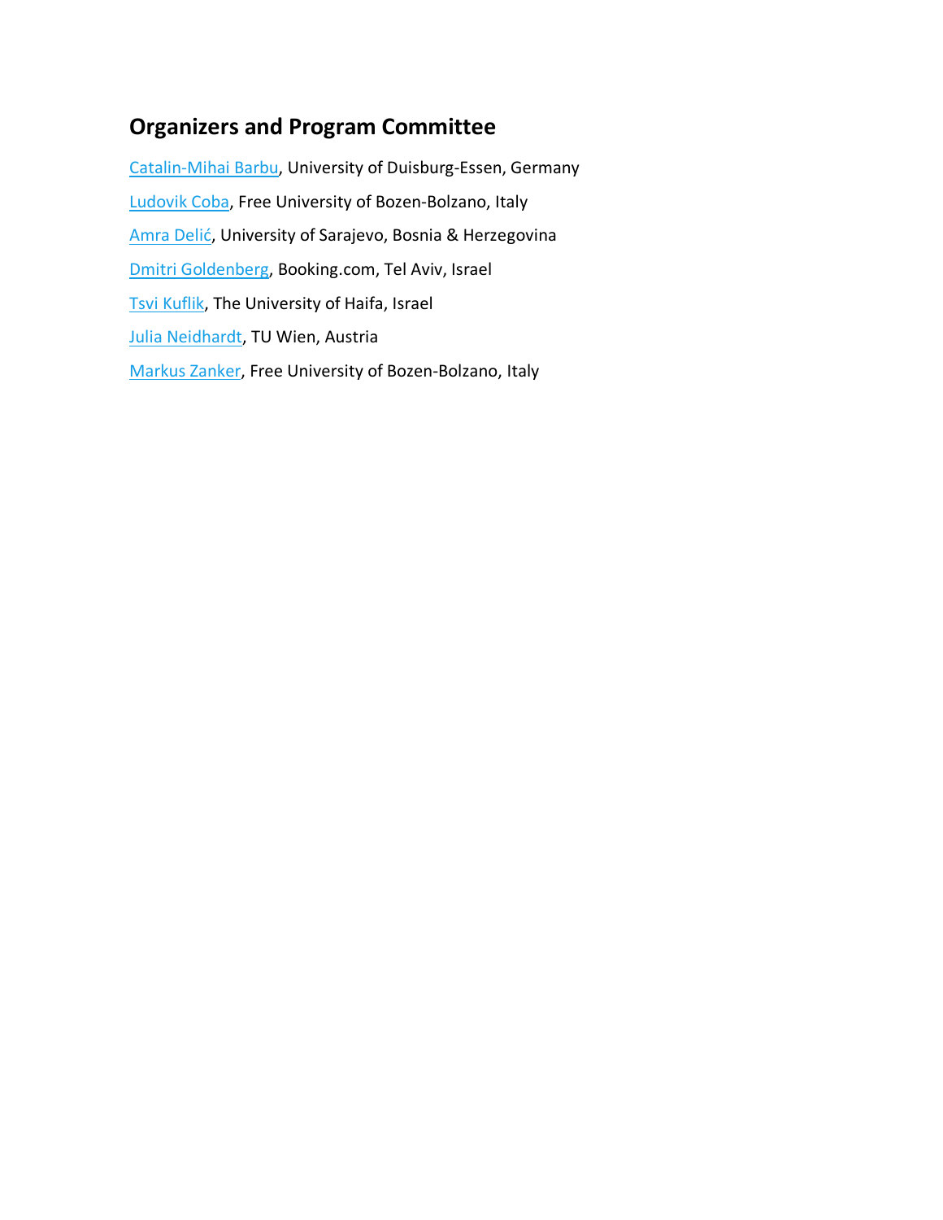## Organizers and Program Committee

Catalin-Mihai Barbu, University of Duisburg-Essen, Germany

Ludovik Coba, Free University of Bozen-Bolzano, Italy

Amra Delić, University of Sarajevo, Bosnia & Herzegovina

Dmitri Goldenberg, Booking.com, Tel Aviv, Israel

Tsvi Kuflik, The University of Haifa, Israel

Julia Neidhardt, TU Wien, Austria

Markus Zanker, Free University of Bozen-Bolzano, Italy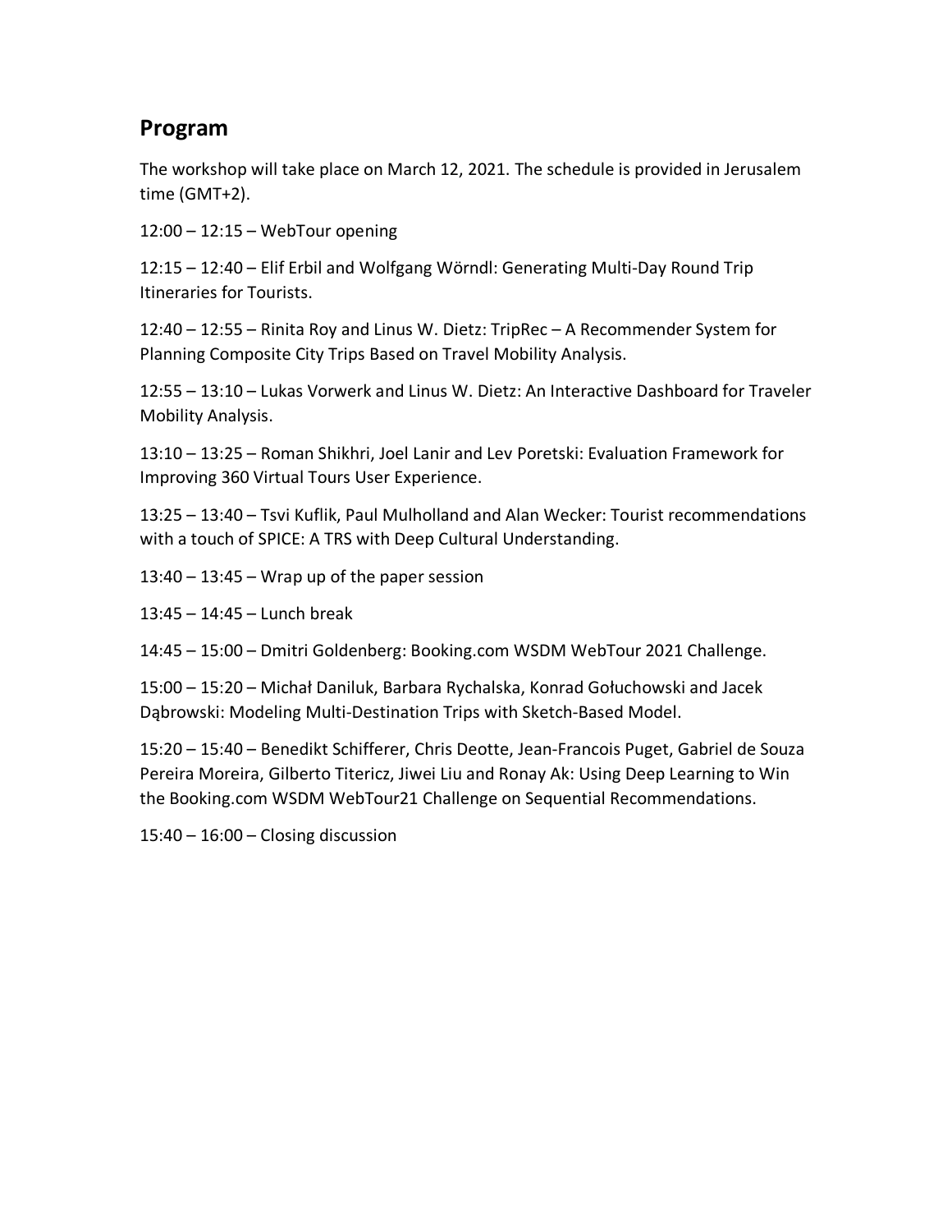## Program

The workshop will take place on March 12, 2021. The schedule is provided in Jerusalem time (GMT+2).

12:00 – 12:15 – WebTour opening

12:15 – 12:40 – Elif Erbil and Wolfgang Wörndl: Generating Multi-Day Round Trip Itineraries for Tourists.

12:40 – 12:55 – Rinita Roy and Linus W. Dietz: TripRec – A Recommender System for Planning Composite City Trips Based on Travel Mobility Analysis.

12:55 – 13:10 – Lukas Vorwerk and Linus W. Dietz: An Interactive Dashboard for Traveler Mobility Analysis.

13:10 – 13:25 – Roman Shikhri, Joel Lanir and Lev Poretski: Evaluation Framework for Improving 360 Virtual Tours User Experience.

13:25 – 13:40 – Tsvi Kuflik, Paul Mulholland and Alan Wecker: Tourist recommendations with a touch of SPICE: A TRS with Deep Cultural Understanding.

13:40 – 13:45 – Wrap up of the paper session

13:45 – 14:45 – Lunch break

14:45 – 15:00 – Dmitri Goldenberg: Booking.com WSDM WebTour 2021 Challenge.

15:00 – 15:20 – Michał Daniluk, Barbara Rychalska, Konrad Gołuchowski and Jacek Dąbrowski: Modeling Multi-Destination Trips with Sketch-Based Model.

15:20 – 15:40 – Benedikt Schifferer, Chris Deotte, Jean-Francois Puget, Gabriel de Souza Pereira Moreira, Gilberto Titericz, Jiwei Liu and Ronay Ak: Using Deep Learning to Win the Booking.com WSDM WebTour21 Challenge on Sequential Recommendations.

15:40 – 16:00 – Closing discussion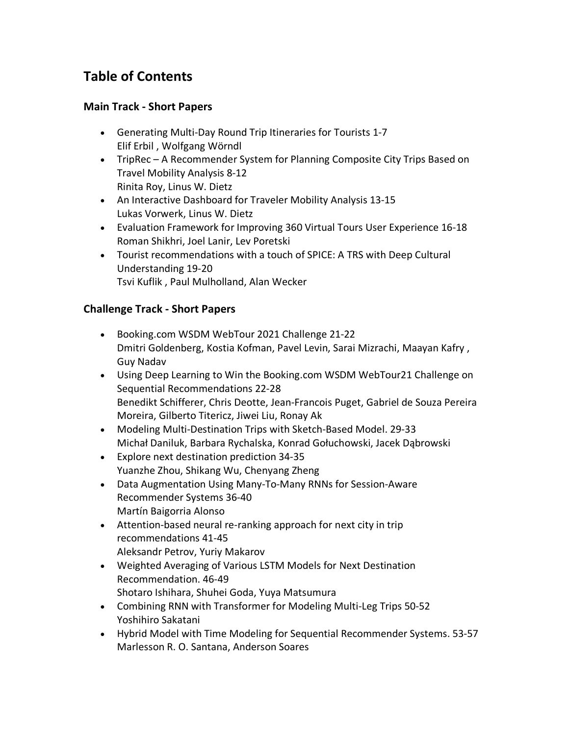## Table of Contents

### Main Track - Short Papers

- Generating Multi-Day Round Trip Itineraries for Tourists 1-7
  Elif Erbil , Wolfgang Wörndl
- TripRec – A Recommender System for Planning Composite City Trips Based on Travel Mobility Analysis 8-12
  Rinita Roy, Linus W. Dietz
- An Interactive Dashboard for Traveler Mobility Analysis 13-15
  Lukas Vorwerk, Linus W. Dietz
- Evaluation Framework for Improving 360 Virtual Tours User Experience 16-18
  Roman Shikhri, Joel Lanir, Lev Poretski
- Tourist recommendations with a touch of SPICE: A TRS with Deep Cultural Understanding 19-20
  Tsvi Kuflik , Paul Mulholland, Alan Wecker

### Challenge Track - Short Papers

- Booking.com WSDM WebTour 2021 Challenge 21-22
  Dmitri Goldenberg, Kostia Kofman, Pavel Levin, Sarai Mizrachi, Maayan Kafry , Guy Nadav
- Using Deep Learning to Win the Booking.com WSDM WebTour21 Challenge on Sequential Recommendations 22-28
  Benedikt Schifferer, Chris Deotte, Jean-Francois Puget, Gabriel de Souza Pereira Moreira, Gilberto Titericz, Jiwei Liu, Ronay Ak
- Modeling Multi-Destination Trips with Sketch-Based Model. 29-33
  Michał Daniluk, Barbara Rychalska, Konrad Gołuchowski, Jacek Dąbrowski
- Explore next destination prediction 34-35
  Yuanzhe Zhou, Shikang Wu, Chenyang Zheng
- Data Augmentation Using Many-To-Many RNNs for Session-Aware Recommender Systems 36-40
  Martín Baigorria Alonso
- Attention-based neural re-ranking approach for next city in trip recommendations 41-45
  Aleksandr Petrov, Yuriy Makarov
- Weighted Averaging of Various LSTM Models for Next Destination Recommendation. 46-49
  Shotaro Ishihara, Shuhei Goda, Yuya Matsumura
- Combining RNN with Transformer for Modeling Multi-Leg Trips 50-52
  Yoshihiro Sakatani
- Hybrid Model with Time Modeling for Sequential Recommender Systems. 53-57
  Marlesson R. O. Santana, Anderson Soares